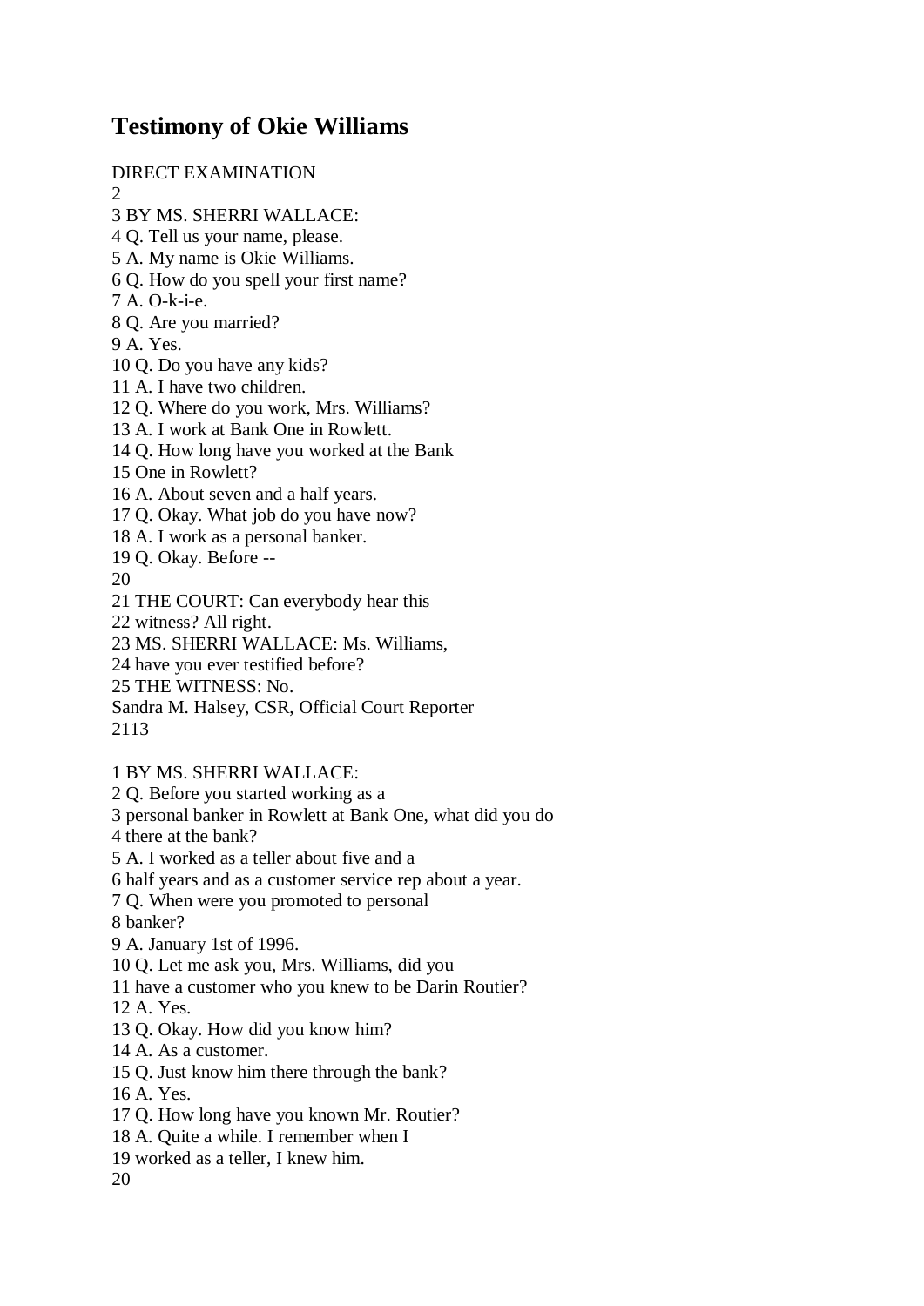# Testimony of Okie Williams

DIRECT EXAMINATION
2
3 BY MS. SHERRI WALLACE:
4 Q. Tell us your name, please.
5 A. My name is Okie Williams.
6 Q. How do you spell your first name?
7 A. O-k-i-e.
8 Q. Are you married?
9 A. Yes.
10 Q. Do you have any kids?
11 A. I have two children.
12 Q. Where do you work, Mrs. Williams?
13 A. I work at Bank One in Rowlett.
14 Q. How long have you worked at the Bank
15 One in Rowlett?
16 A. About seven and a half years.
17 Q. Okay. What job do you have now?
18 A. I work as a personal banker.
19 Q. Okay. Before --
20
21 THE COURT: Can everybody hear this
22 witness? All right.
23 MS. SHERRI WALLACE: Ms. Williams,
24 have you ever testified before?
25 THE WITNESS: No.
Sandra M. Halsey, CSR, Official Court Reporter
2113

1 BY MS. SHERRI WALLACE:
2 Q. Before you started working as a
3 personal banker in Rowlett at Bank One, what did you do
4 there at the bank?
5 A. I worked as a teller about five and a
6 half years and as a customer service rep about a year.
7 Q. When were you promoted to personal
8 banker?
9 A. January 1st of 1996.
10 Q. Let me ask you, Mrs. Williams, did you
11 have a customer who you knew to be Darin Routier?
12 A. Yes.
13 Q. Okay. How did you know him?
14 A. As a customer.
15 Q. Just know him there through the bank?
16 A. Yes.
17 Q. How long have you known Mr. Routier?
18 A. Quite a while. I remember when I
19 worked as a teller, I knew him.
20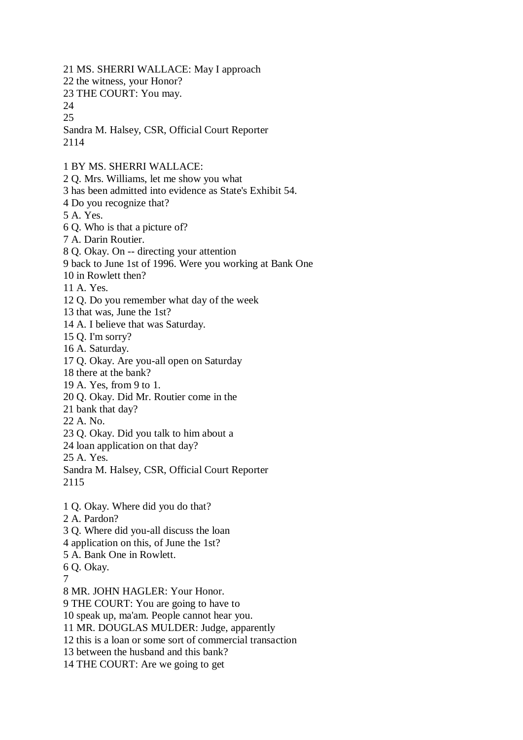21 MS. SHERRI WALLACE: May I approach
22 the witness, your Honor?
23 THE COURT: You may.
24
25

1 BY MS. SHERRI WALLACE:
2 Q. Mrs. Williams, let me show you what
3 has been admitted into evidence as State's Exhibit 54.
4 Do you recognize that?
5 A. Yes.
6 Q. Who is that a picture of?
7 A. Darin Routier.
8 Q. Okay. On -- directing your attention
9 back to June 1st of 1996. Were you working at Bank One
10 in Rowlett then?
11 A. Yes.
12 Q. Do you remember what day of the week
13 that was, June the 1st?
14 A. I believe that was Saturday.
15 Q. I'm sorry?
16 A. Saturday.
17 Q. Okay. Are you-all open on Saturday
18 there at the bank?
19 A. Yes, from 9 to 1.
20 Q. Okay. Did Mr. Routier come in the
21 bank that day?
22 A. No.
23 Q. Okay. Did you talk to him about a
24 loan application on that day?
25 A. Yes.

1 Q. Okay. Where did you do that?
2 A. Pardon?
3 Q. Where did you-all discuss the loan
4 application on this, of June the 1st?
5 A. Bank One in Rowlett.
6 Q. Okay.
7
8 MR. JOHN HAGLER: Your Honor.
9 THE COURT: You are going to have to
10 speak up, ma'am. People cannot hear you.
11 MR. DOUGLAS MULDER: Judge, apparently
12 this is a loan or some sort of commercial transaction
13 between the husband and this bank?
14 THE COURT: Are we going to get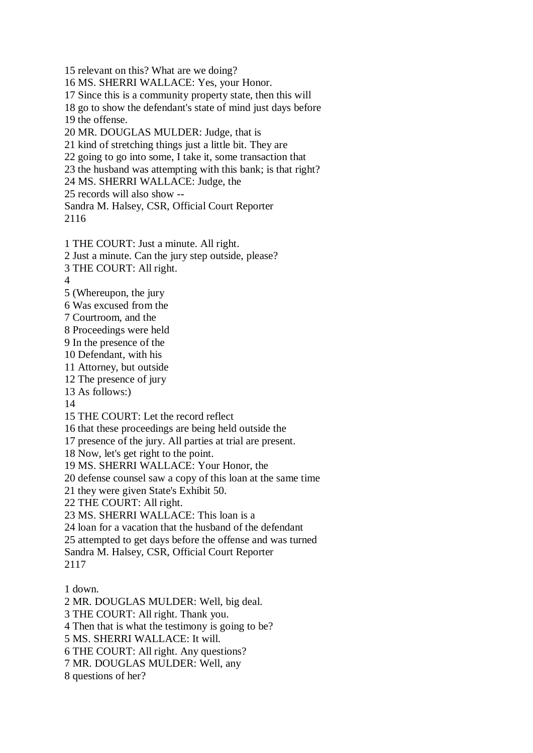15 relevant on this? What are we doing?
16 MS. SHERRI WALLACE: Yes, your Honor.
17 Since this is a community property state, then this will
18 go to show the defendant's state of mind just days before
19 the offense.
20 MR. DOUGLAS MULDER: Judge, that is
21 kind of stretching things just a little bit. They are
22 going to go into some, I take it, some transaction that
23 the husband was attempting with this bank; is that right?
24 MS. SHERRI WALLACE: Judge, the
25 records will also show --
Sandra M. Halsey, CSR, Official Court Reporter

1 THE COURT: Just a minute. All right.
2 Just a minute. Can the jury step outside, please?
3 THE COURT: All right.
4
5 (Whereupon, the jury
6 Was excused from the
7 Courtroom, and the
8 Proceedings were held
9 In the presence of the
10 Defendant, with his
11 Attorney, but outside
12 The presence of jury
13 As follows:)
14
15 THE COURT: Let the record reflect
16 that these proceedings are being held outside the
17 presence of the jury. All parties at trial are present.
18 Now, let's get right to the point.
19 MS. SHERRI WALLACE: Your Honor, the
20 defense counsel saw a copy of this loan at the same time
21 they were given State's Exhibit 50.
22 THE COURT: All right.
23 MS. SHERRI WALLACE: This loan is a
24 loan for a vacation that the husband of the defendant
25 attempted to get days before the offense and was turned
Sandra M. Halsey, CSR, Official Court Reporter

1 down.
2 MR. DOUGLAS MULDER: Well, big deal.
3 THE COURT: All right. Thank you.
4 Then that is what the testimony is going to be?
5 MS. SHERRI WALLACE: It will.
6 THE COURT: All right. Any questions?
7 MR. DOUGLAS MULDER: Well, any
8 questions of her?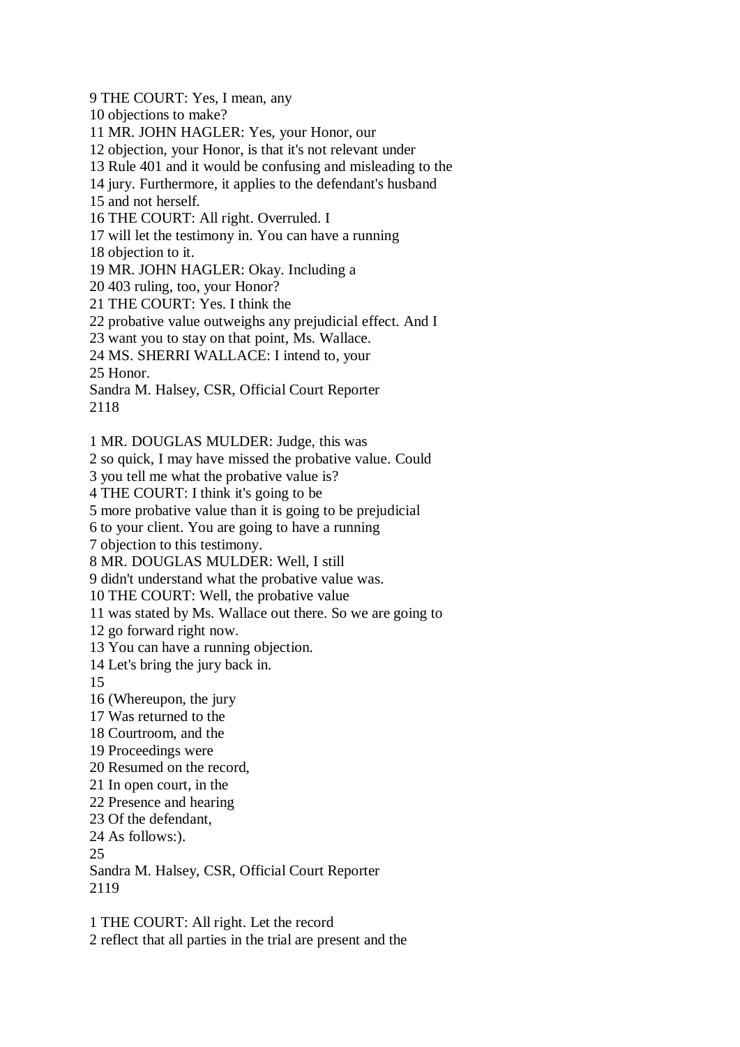9 THE COURT: Yes, I mean, any
10 objections to make?
11 MR. JOHN HAGLER: Yes, your Honor, our
12 objection, your Honor, is that it's not relevant under
13 Rule 401 and it would be confusing and misleading to the
14 jury. Furthermore, it applies to the defendant's husband
15 and not herself.
16 THE COURT: All right. Overruled. I
17 will let the testimony in. You can have a running
18 objection to it.
19 MR. JOHN HAGLER: Okay. Including a
20 403 ruling, too, your Honor?
21 THE COURT: Yes. I think the
22 probative value outweighs any prejudicial effect. And I
23 want you to stay on that point, Ms. Wallace.
24 MS. SHERRI WALLACE: I intend to, your
25 Honor.
Sandra M. Halsey, CSR, Official Court Reporter
2118

1 MR. DOUGLAS MULDER: Judge, this was
2 so quick, I may have missed the probative value. Could
3 you tell me what the probative value is?
4 THE COURT: I think it's going to be
5 more probative value than it is going to be prejudicial
6 to your client. You are going to have a running
7 objection to this testimony.
8 MR. DOUGLAS MULDER: Well, I still
9 didn't understand what the probative value was.
10 THE COURT: Well, the probative value
11 was stated by Ms. Wallace out there. So we are going to
12 go forward right now.
13 You can have a running objection.
14 Let's bring the jury back in.
15
16 (Whereupon, the jury
17 Was returned to the
18 Courtroom, and the
19 Proceedings were
20 Resumed on the record,
21 In open court, in the
22 Presence and hearing
23 Of the defendant,
24 As follows:).
25
Sandra M. Halsey, CSR, Official Court Reporter
2119

1 THE COURT: All right. Let the record
2 reflect that all parties in the trial are present and the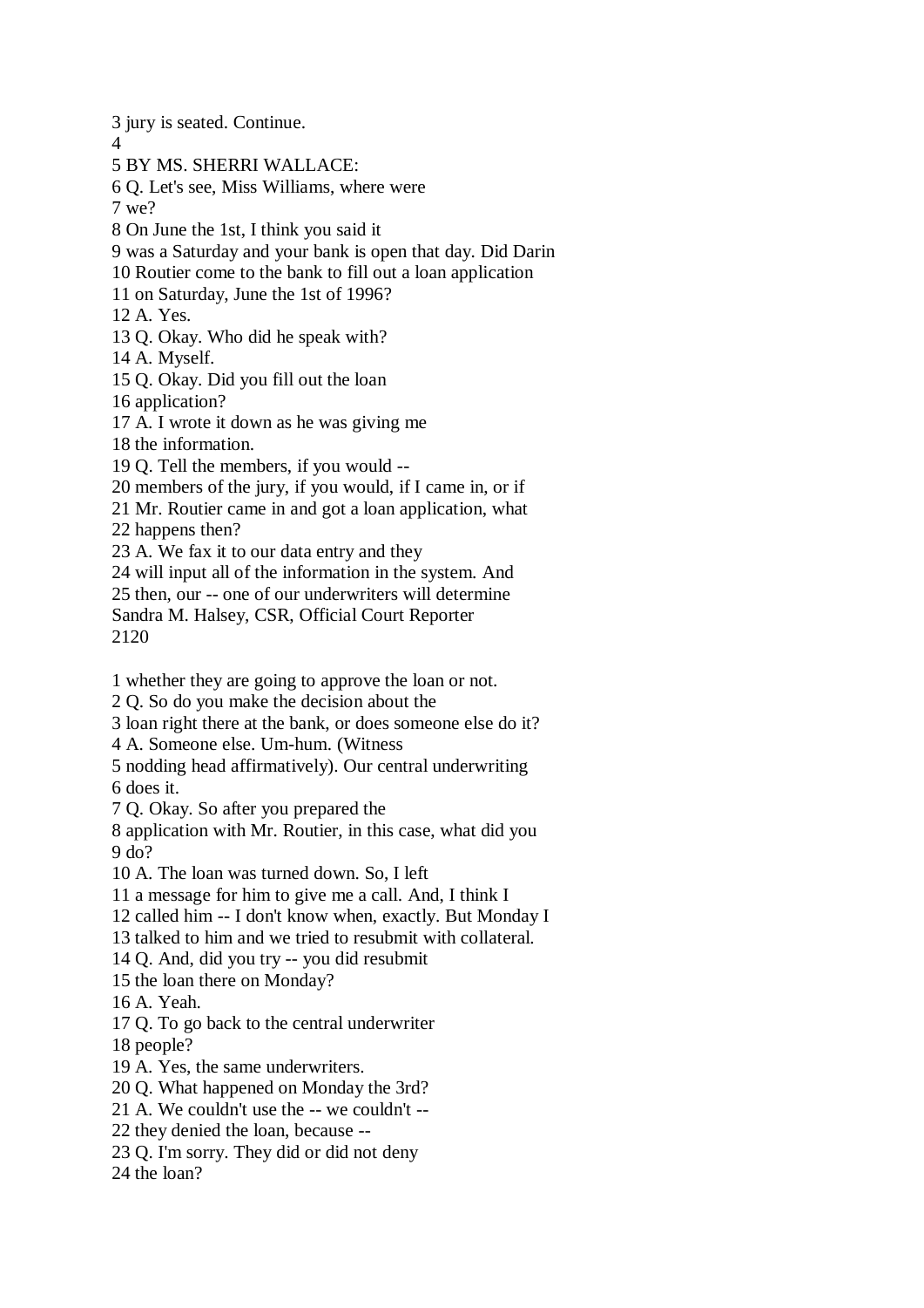3 jury is seated. Continue.

4

5 BY MS. SHERRI WALLACE:

6 Q. Let's see, Miss Williams, where were

7 we?

8 On June the 1st, I think you said it

9 was a Saturday and your bank is open that day. Did Darin

10 Routier come to the bank to fill out a loan application

11 on Saturday, June the 1st of 1996?

12 A. Yes.

13 Q. Okay. Who did he speak with?

14 A. Myself.

15 Q. Okay. Did you fill out the loan

16 application?

17 A. I wrote it down as he was giving me

18 the information.

19 Q. Tell the members, if you would --

20 members of the jury, if you would, if I came in, or if

21 Mr. Routier came in and got a loan application, what

22 happens then?

23 A. We fax it to our data entry and they

24 will input all of the information in the system. And

25 then, our -- one of our underwriters will determine

1 whether they are going to approve the loan or not.

2 Q. So do you make the decision about the

3 loan right there at the bank, or does someone else do it?

4 A. Someone else. Um-hum. (Witness

5 nodding head affirmatively). Our central underwriting

6 does it.

7 Q. Okay. So after you prepared the

8 application with Mr. Routier, in this case, what did you

9 do?

10 A. The loan was turned down. So, I left

11 a message for him to give me a call. And, I think I

12 called him -- I don't know when, exactly. But Monday I

13 talked to him and we tried to resubmit with collateral.

14 Q. And, did you try -- you did resubmit

15 the loan there on Monday?

16 A. Yeah.

17 Q. To go back to the central underwriter

18 people?

19 A. Yes, the same underwriters.

20 Q. What happened on Monday the 3rd?

21 A. We couldn't use the -- we couldn't --

22 they denied the loan, because --

23 Q. I'm sorry. They did or did not deny

24 the loan?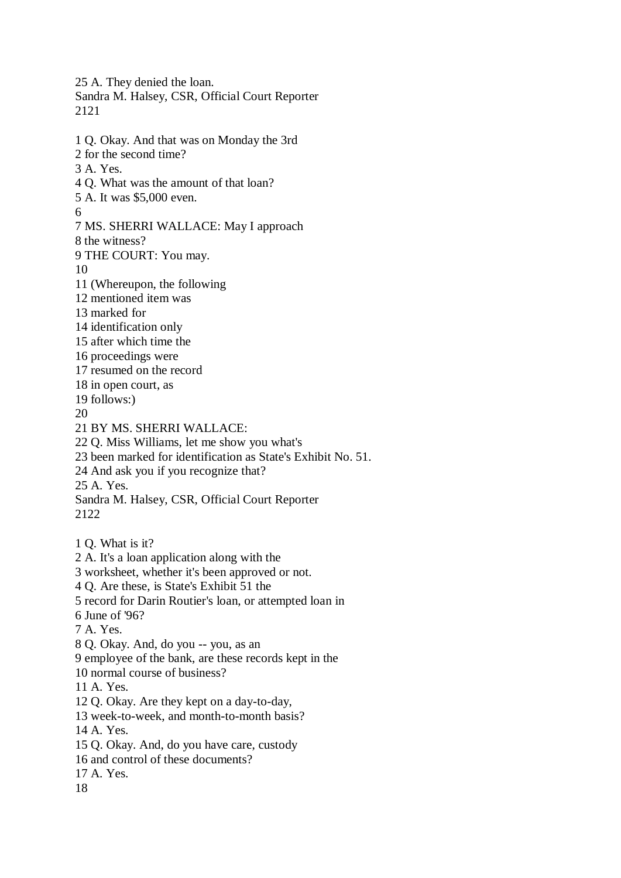25 A. They denied the loan.

1 Q. Okay. And that was on Monday the 3rd
2 for the second time?
3 A. Yes.
4 Q. What was the amount of that loan?
5 A. It was $5,000 even.
6
7 MS. SHERRI WALLACE: May I approach
8 the witness?
9 THE COURT: You may.
10
11 (Whereupon, the following
12 mentioned item was
13 marked for
14 identification only
15 after which time the
16 proceedings were
17 resumed on the record
18 in open court, as
19 follows:)
20
21 BY MS. SHERRI WALLACE:
22 Q. Miss Williams, let me show you what's
23 been marked for identification as State's Exhibit No. 51.
24 And ask you if you recognize that?
25 A. Yes.

1 Q. What is it?
2 A. It's a loan application along with the
3 worksheet, whether it's been approved or not.
4 Q. Are these, is State's Exhibit 51 the
5 record for Darin Routier's loan, or attempted loan in
6 June of '96?
7 A. Yes.
8 Q. Okay. And, do you -- you, as an
9 employee of the bank, are these records kept in the
10 normal course of business?
11 A. Yes.
12 Q. Okay. Are they kept on a day-to-day,
13 week-to-week, and month-to-month basis?
14 A. Yes.
15 Q. Okay. And, do you have care, custody
16 and control of these documents?
17 A. Yes.
18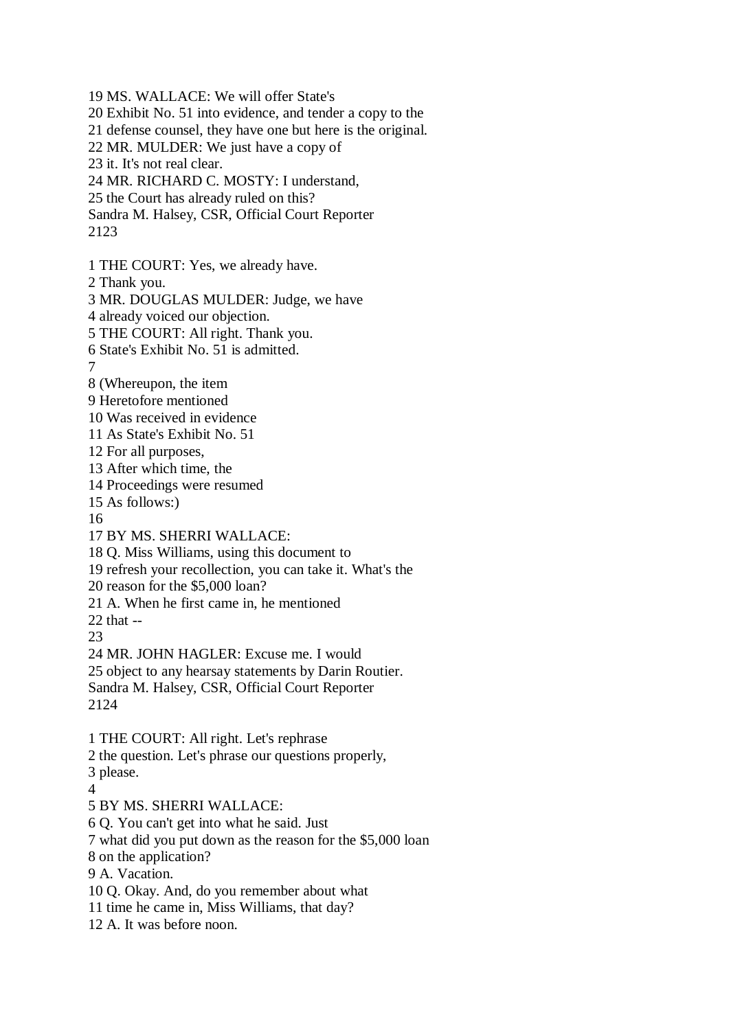19 MS. WALLACE: We will offer State's
20 Exhibit No. 51 into evidence, and tender a copy to the
21 defense counsel, they have one but here is the original.
22 MR. MULDER: We just have a copy of
23 it. It's not real clear.
24 MR. RICHARD C. MOSTY: I understand,
25 the Court has already ruled on this?

1 THE COURT: Yes, we already have.
2 Thank you.
3 MR. DOUGLAS MULDER: Judge, we have
4 already voiced our objection.
5 THE COURT: All right. Thank you.
6 State's Exhibit No. 51 is admitted.
7
8 (Whereupon, the item
9 Heretofore mentioned
10 Was received in evidence
11 As State's Exhibit No. 51
12 For all purposes,
13 After which time, the
14 Proceedings were resumed
15 As follows:)
16
17 BY MS. SHERRI WALLACE:
18 Q. Miss Williams, using this document to
19 refresh your recollection, you can take it. What's the
20 reason for the $5,000 loan?
21 A. When he first came in, he mentioned
22 that --
23
24 MR. JOHN HAGLER: Excuse me. I would
25 object to any hearsay statements by Darin Routier.

1 THE COURT: All right. Let's rephrase
2 the question. Let's phrase our questions properly,
3 please.
4
5 BY MS. SHERRI WALLACE:
6 Q. You can't get into what he said. Just
7 what did you put down as the reason for the $5,000 loan
8 on the application?
9 A. Vacation.
10 Q. Okay. And, do you remember about what
11 time he came in, Miss Williams, that day?
12 A. It was before noon.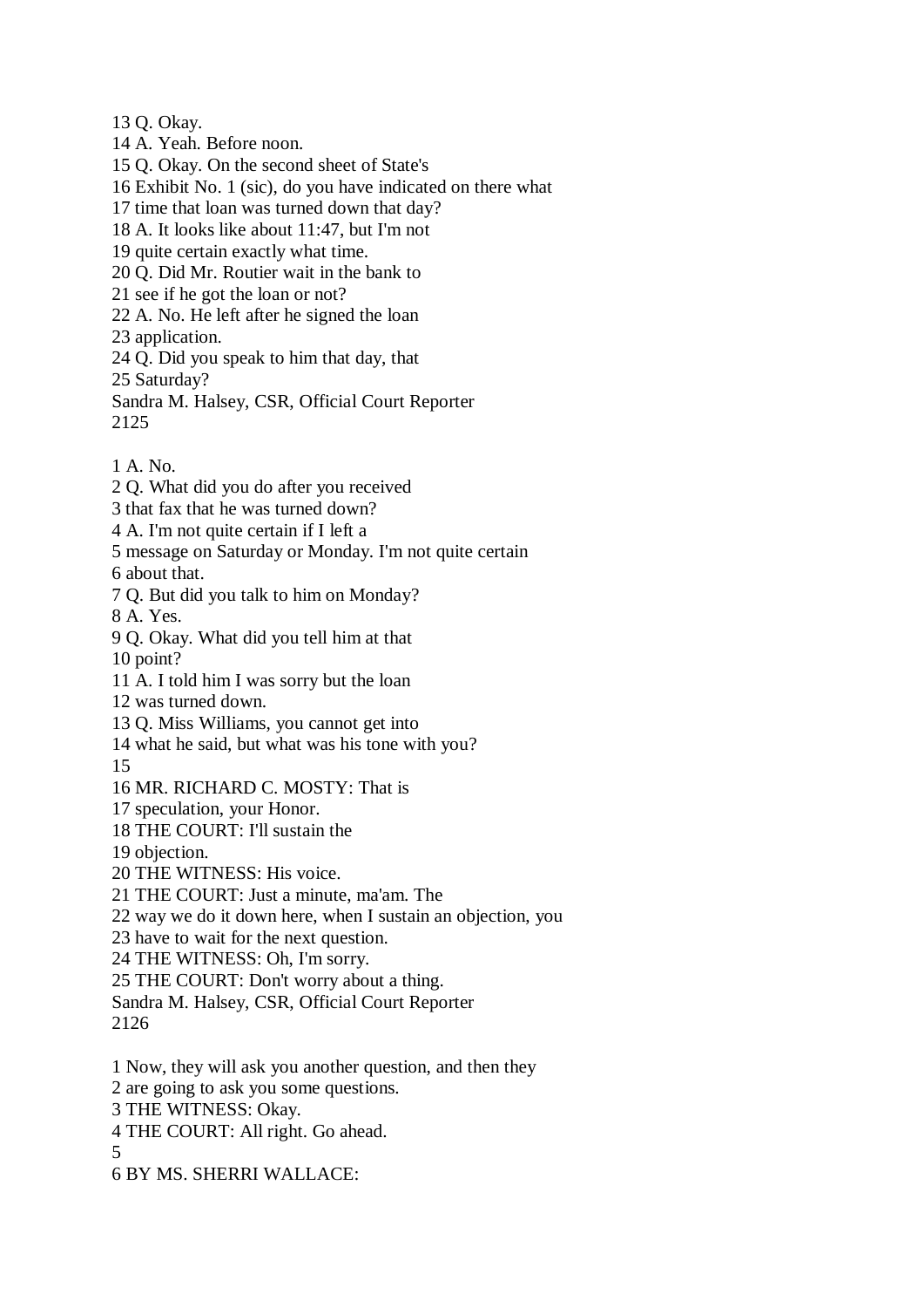13 Q. Okay.
14 A. Yeah. Before noon.
15 Q. Okay. On the second sheet of State's
16 Exhibit No. 1 (sic), do you have indicated on there what
17 time that loan was turned down that day?
18 A. It looks like about 11:47, but I'm not
19 quite certain exactly what time.
20 Q. Did Mr. Routier wait in the bank to
21 see if he got the loan or not?
22 A. No. He left after he signed the loan
23 application.
24 Q. Did you speak to him that day, that
25 Saturday?

1 A. No.
2 Q. What did you do after you received
3 that fax that he was turned down?
4 A. I'm not quite certain if I left a
5 message on Saturday or Monday. I'm not quite certain
6 about that.
7 Q. But did you talk to him on Monday?
8 A. Yes.
9 Q. Okay. What did you tell him at that
10 point?
11 A. I told him I was sorry but the loan
12 was turned down.
13 Q. Miss Williams, you cannot get into
14 what he said, but what was his tone with you?
15
16 MR. RICHARD C. MOSTY: That is
17 speculation, your Honor.
18 THE COURT: I'll sustain the
19 objection.
20 THE WITNESS: His voice.
21 THE COURT: Just a minute, ma'am. The
22 way we do it down here, when I sustain an objection, you
23 have to wait for the next question.
24 THE WITNESS: Oh, I'm sorry.
25 THE COURT: Don't worry about a thing.

1 Now, they will ask you another question, and then they
2 are going to ask you some questions.
3 THE WITNESS: Okay.
4 THE COURT: All right. Go ahead.
5
6 BY MS. SHERRI WALLACE: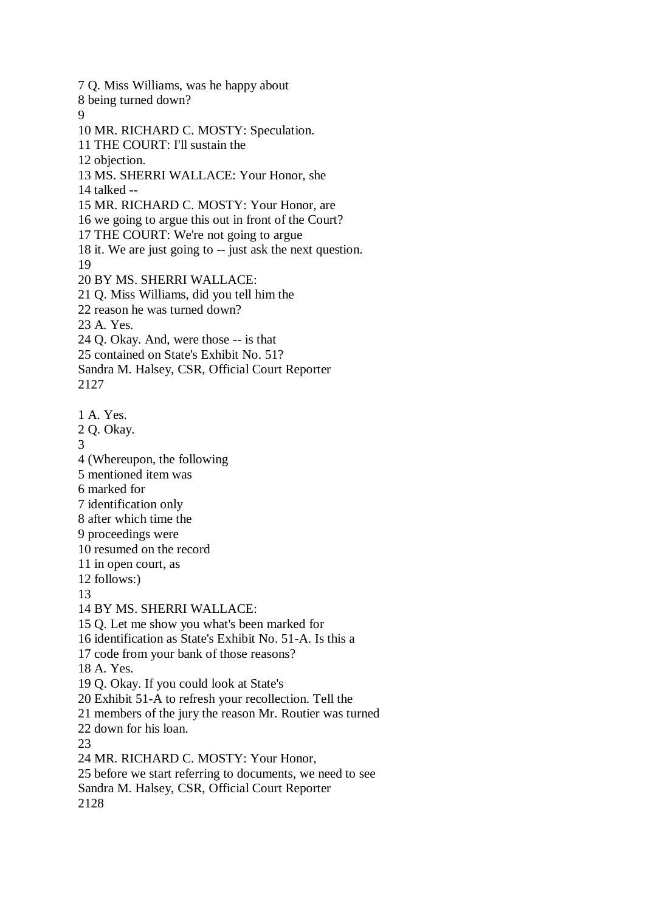7 Q. Miss Williams, was he happy about
8 being turned down?
9
10 MR. RICHARD C. MOSTY: Speculation.
11 THE COURT: I'll sustain the
12 objection.
13 MS. SHERRI WALLACE: Your Honor, she
14 talked --
15 MR. RICHARD C. MOSTY: Your Honor, are
16 we going to argue this out in front of the Court?
17 THE COURT: We're not going to argue
18 it. We are just going to -- just ask the next question.
19
20 BY MS. SHERRI WALLACE:
21 Q. Miss Williams, did you tell him the
22 reason he was turned down?
23 A. Yes.
24 Q. Okay. And, were those -- is that
25 contained on State's Exhibit No. 51?
Sandra M. Halsey, CSR, Official Court Reporter

1 A. Yes.
2 Q. Okay.
3
4 (Whereupon, the following
5 mentioned item was
6 marked for
7 identification only
8 after which time the
9 proceedings were
10 resumed on the record
11 in open court, as
12 follows:)
13
14 BY MS. SHERRI WALLACE:
15 Q. Let me show you what's been marked for
16 identification as State's Exhibit No. 51-A. Is this a
17 code from your bank of those reasons?
18 A. Yes.
19 Q. Okay. If you could look at State's
20 Exhibit 51-A to refresh your recollection. Tell the
21 members of the jury the reason Mr. Routier was turned
22 down for his loan.
23
24 MR. RICHARD C. MOSTY: Your Honor,
25 before we start referring to documents, we need to see
Sandra M. Halsey, CSR, Official Court Reporter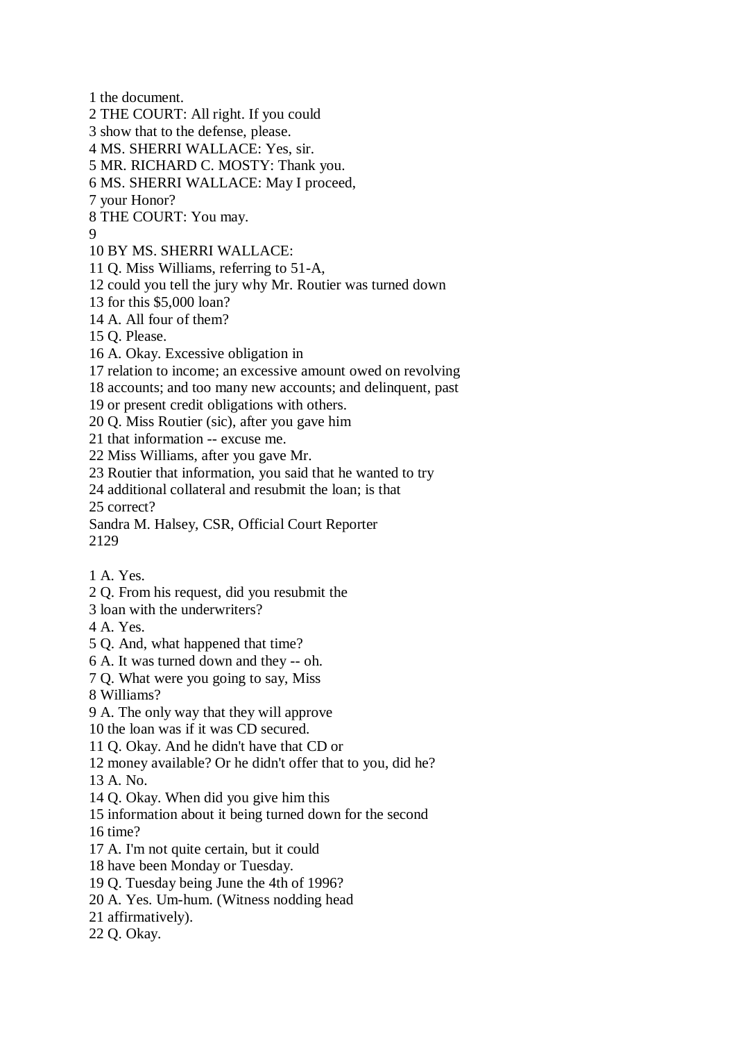1 the document.
2 THE COURT: All right. If you could
3 show that to the defense, please.
4 MS. SHERRI WALLACE: Yes, sir.
5 MR. RICHARD C. MOSTY: Thank you.
6 MS. SHERRI WALLACE: May I proceed,
7 your Honor?
8 THE COURT: You may.
9
10 BY MS. SHERRI WALLACE:
11 Q. Miss Williams, referring to 51-A,
12 could you tell the jury why Mr. Routier was turned down
13 for this $5,000 loan?
14 A. All four of them?
15 Q. Please.
16 A. Okay. Excessive obligation in
17 relation to income; an excessive amount owed on revolving
18 accounts; and too many new accounts; and delinquent, past
19 or present credit obligations with others.
20 Q. Miss Routier (sic), after you gave him
21 that information -- excuse me.
22 Miss Williams, after you gave Mr.
23 Routier that information, you said that he wanted to try
24 additional collateral and resubmit the loan; is that
25 correct?
Sandra M. Halsey, CSR, Official Court Reporter
2129

1 A. Yes.
2 Q. From his request, did you resubmit the
3 loan with the underwriters?
4 A. Yes.
5 Q. And, what happened that time?
6 A. It was turned down and they -- oh.
7 Q. What were you going to say, Miss
8 Williams?
9 A. The only way that they will approve
10 the loan was if it was CD secured.
11 Q. Okay. And he didn't have that CD or
12 money available? Or he didn't offer that to you, did he?
13 A. No.
14 Q. Okay. When did you give him this
15 information about it being turned down for the second
16 time?
17 A. I'm not quite certain, but it could
18 have been Monday or Tuesday.
19 Q. Tuesday being June the 4th of 1996?
20 A. Yes. Um-hum. (Witness nodding head
21 affirmatively).
22 Q. Okay.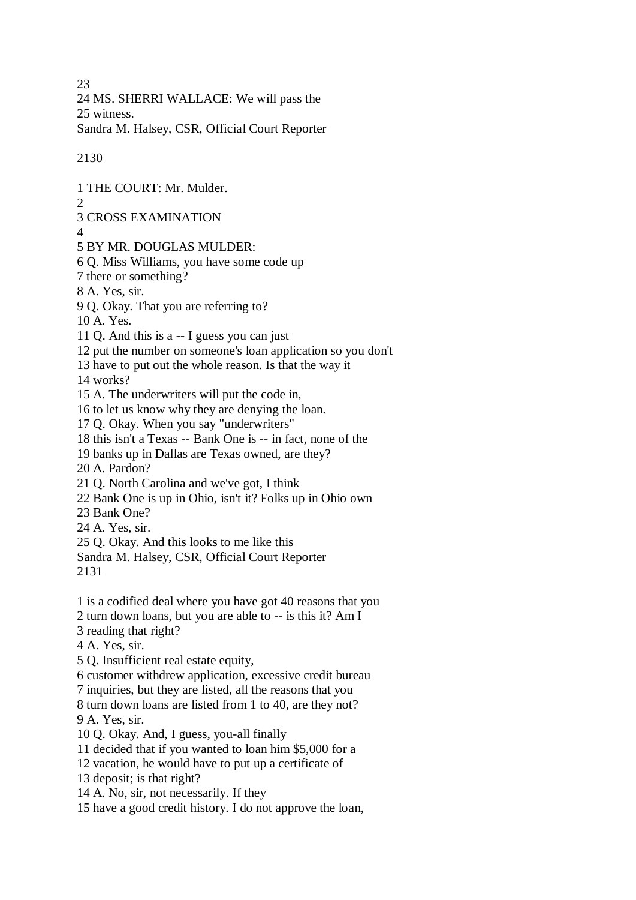23
24 MS. SHERRI WALLACE: We will pass the
25 witness.
Sandra M. Halsey, CSR, Official Court Reporter

1 THE COURT: Mr. Mulder.
2
3 CROSS EXAMINATION
4
5 BY MR. DOUGLAS MULDER:
6 Q. Miss Williams, you have some code up
7 there or something?
8 A. Yes, sir.
9 Q. Okay. That you are referring to?
10 A. Yes.
11 Q. And this is a -- I guess you can just
12 put the number on someone's loan application so you don't
13 have to put out the whole reason. Is that the way it
14 works?
15 A. The underwriters will put the code in,
16 to let us know why they are denying the loan.
17 Q. Okay. When you say "underwriters"
18 this isn't a Texas -- Bank One is -- in fact, none of the
19 banks up in Dallas are Texas owned, are they?
20 A. Pardon?
21 Q. North Carolina and we've got, I think
22 Bank One is up in Ohio, isn't it? Folks up in Ohio own
23 Bank One?
24 A. Yes, sir.
25 Q. Okay. And this looks to me like this
Sandra M. Halsey, CSR, Official Court Reporter

1 is a codified deal where you have got 40 reasons that you
2 turn down loans, but you are able to -- is this it? Am I
3 reading that right?
4 A. Yes, sir.
5 Q. Insufficient real estate equity,
6 customer withdrew application, excessive credit bureau
7 inquiries, but they are listed, all the reasons that you
8 turn down loans are listed from 1 to 40, are they not?
9 A. Yes, sir.
10 Q. Okay. And, I guess, you-all finally
11 decided that if you wanted to loan him $5,000 for a
12 vacation, he would have to put up a certificate of
13 deposit; is that right?
14 A. No, sir, not necessarily. If they
15 have a good credit history. I do not approve the loan,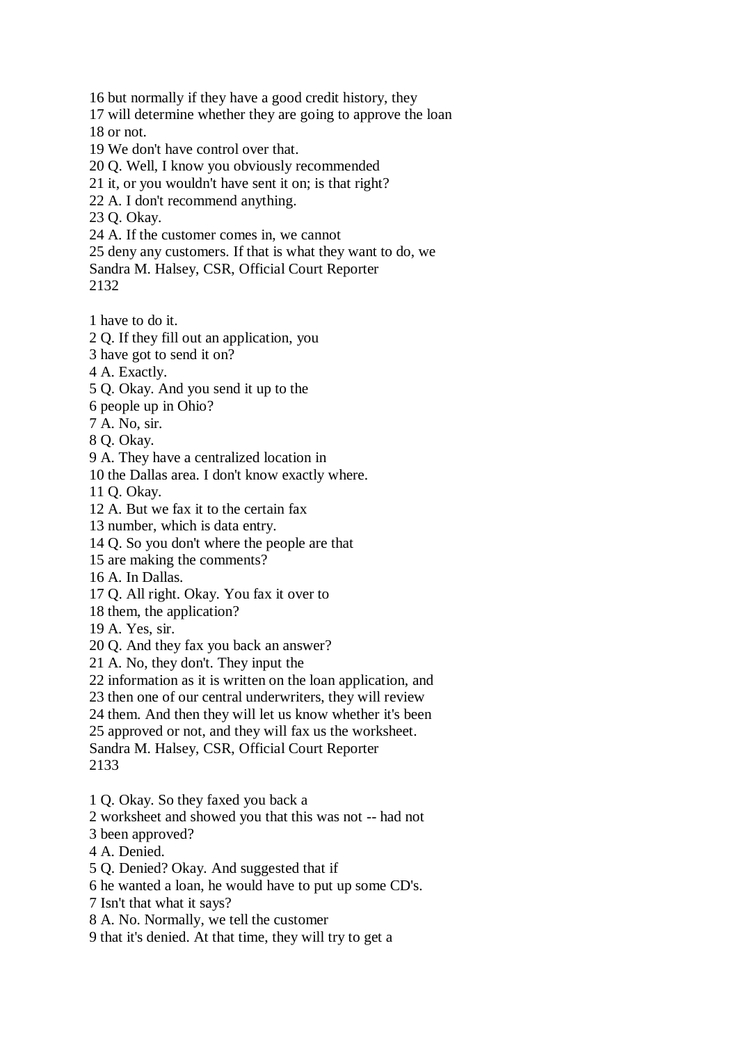16 but normally if they have a good credit history, they
17 will determine whether they are going to approve the loan
18 or not.
19 We don't have control over that.
20 Q. Well, I know you obviously recommended
21 it, or you wouldn't have sent it on; is that right?
22 A. I don't recommend anything.
23 Q. Okay.
24 A. If the customer comes in, we cannot
25 deny any customers. If that is what they want to do, we
Sandra M. Halsey, CSR, Official Court Reporter
2132

1 have to do it.
2 Q. If they fill out an application, you
3 have got to send it on?
4 A. Exactly.
5 Q. Okay. And you send it up to the
6 people up in Ohio?
7 A. No, sir.
8 Q. Okay.
9 A. They have a centralized location in
10 the Dallas area. I don't know exactly where.
11 Q. Okay.
12 A. But we fax it to the certain fax
13 number, which is data entry.
14 Q. So you don't where the people are that
15 are making the comments?
16 A. In Dallas.
17 Q. All right. Okay. You fax it over to
18 them, the application?
19 A. Yes, sir.
20 Q. And they fax you back an answer?
21 A. No, they don't. They input the
22 information as it is written on the loan application, and
23 then one of our central underwriters, they will review
24 them. And then they will let us know whether it's been
25 approved or not, and they will fax us the worksheet.
Sandra M. Halsey, CSR, Official Court Reporter
2133

1 Q. Okay. So they faxed you back a
2 worksheet and showed you that this was not -- had not
3 been approved?
4 A. Denied.
5 Q. Denied? Okay. And suggested that if
6 he wanted a loan, he would have to put up some CD's.
7 Isn't that what it says?
8 A. No. Normally, we tell the customer
9 that it's denied. At that time, they will try to get a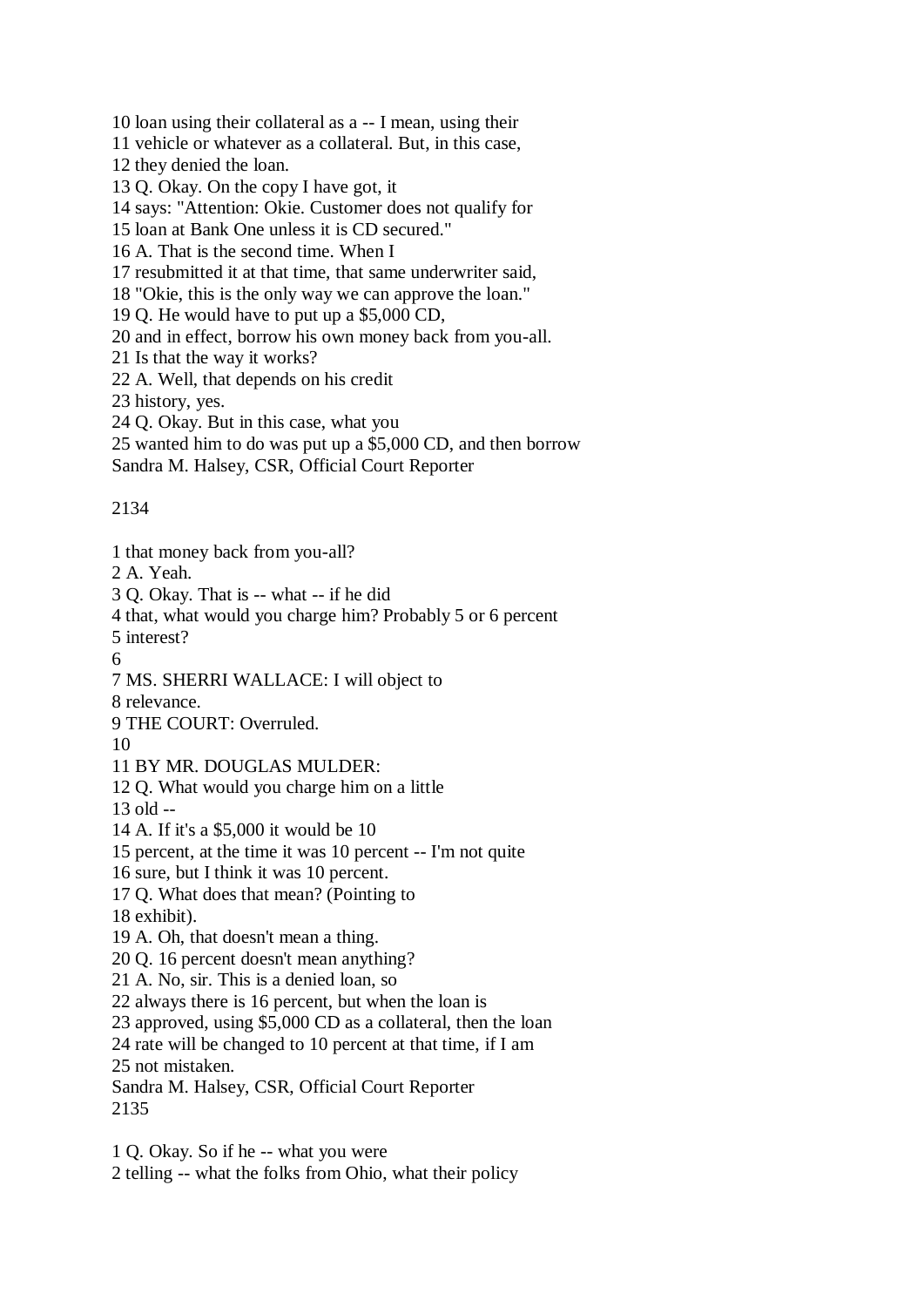10 loan using their collateral as a -- I mean, using their
11 vehicle or whatever as a collateral. But, in this case,
12 they denied the loan.
13 Q. Okay. On the copy I have got, it
14 says: "Attention: Okie. Customer does not qualify for
15 loan at Bank One unless it is CD secured."
16 A. That is the second time. When I
17 resubmitted it at that time, that same underwriter said,
18 "Okie, this is the only way we can approve the loan."
19 Q. He would have to put up a $5,000 CD,
20 and in effect, borrow his own money back from you-all.
21 Is that the way it works?
22 A. Well, that depends on his credit
23 history, yes.
24 Q. Okay. But in this case, what you
25 wanted him to do was put up a $5,000 CD, and then borrow
Sandra M. Halsey, CSR, Official Court Reporter

2134

1 that money back from you-all?
2 A. Yeah.
3 Q. Okay. That is -- what -- if he did
4 that, what would you charge him? Probably 5 or 6 percent
5 interest?
6
7 MS. SHERRI WALLACE: I will object to
8 relevance.
9 THE COURT: Overruled.
10
11 BY MR. DOUGLAS MULDER:
12 Q. What would you charge him on a little
13 old --
14 A. If it's a $5,000 it would be 10
15 percent, at the time it was 10 percent -- I'm not quite
16 sure, but I think it was 10 percent.
17 Q. What does that mean? (Pointing to
18 exhibit).
19 A. Oh, that doesn't mean a thing.
20 Q. 16 percent doesn't mean anything?
21 A. No, sir. This is a denied loan, so
22 always there is 16 percent, but when the loan is
23 approved, using $5,000 CD as a collateral, then the loan
24 rate will be changed to 10 percent at that time, if I am
25 not mistaken.
Sandra M. Halsey, CSR, Official Court Reporter
2135

1 Q. Okay. So if he -- what you were
2 telling -- what the folks from Ohio, what their policy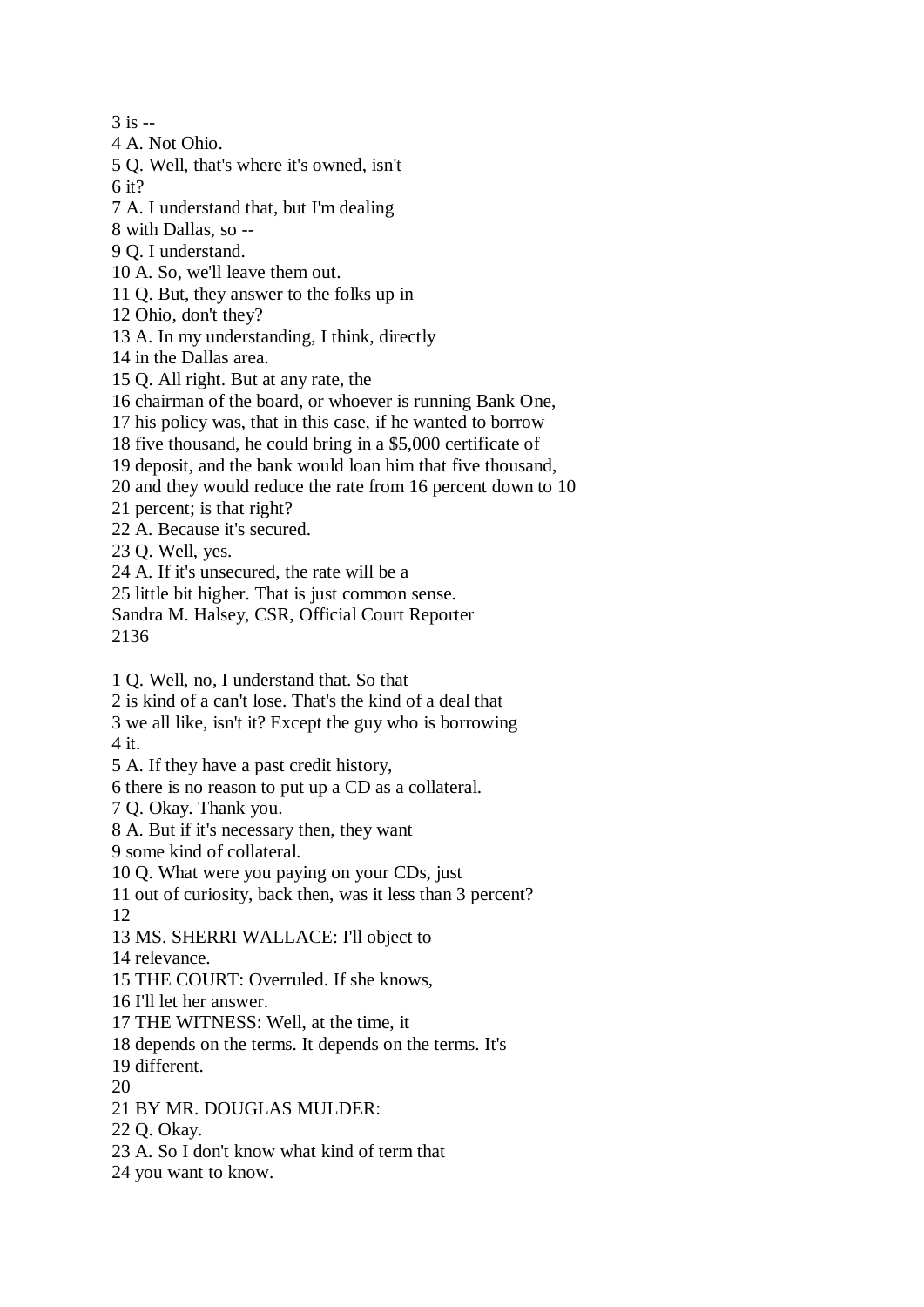3 is --
4 A. Not Ohio.
5 Q. Well, that's where it's owned, isn't
6 it?
7 A. I understand that, but I'm dealing
8 with Dallas, so --
9 Q. I understand.
10 A. So, we'll leave them out.
11 Q. But, they answer to the folks up in
12 Ohio, don't they?
13 A. In my understanding, I think, directly
14 in the Dallas area.
15 Q. All right. But at any rate, the
16 chairman of the board, or whoever is running Bank One,
17 his policy was, that in this case, if he wanted to borrow
18 five thousand, he could bring in a $5,000 certificate of
19 deposit, and the bank would loan him that five thousand,
20 and they would reduce the rate from 16 percent down to 10
21 percent; is that right?
22 A. Because it's secured.
23 Q. Well, yes.
24 A. If it's unsecured, the rate will be a
25 little bit higher. That is just common sense.
Sandra M. Halsey, CSR, Official Court Reporter
2136

1 Q. Well, no, I understand that. So that
2 is kind of a can't lose. That's the kind of a deal that
3 we all like, isn't it? Except the guy who is borrowing
4 it.
5 A. If they have a past credit history,
6 there is no reason to put up a CD as a collateral.
7 Q. Okay. Thank you.
8 A. But if it's necessary then, they want
9 some kind of collateral.
10 Q. What were you paying on your CDs, just
11 out of curiosity, back then, was it less than 3 percent?
12
13 MS. SHERRI WALLACE: I'll object to
14 relevance.
15 THE COURT: Overruled. If she knows,
16 I'll let her answer.
17 THE WITNESS: Well, at the time, it
18 depends on the terms. It depends on the terms. It's
19 different.
20
21 BY MR. DOUGLAS MULDER:
22 Q. Okay.
23 A. So I don't know what kind of term that
24 you want to know.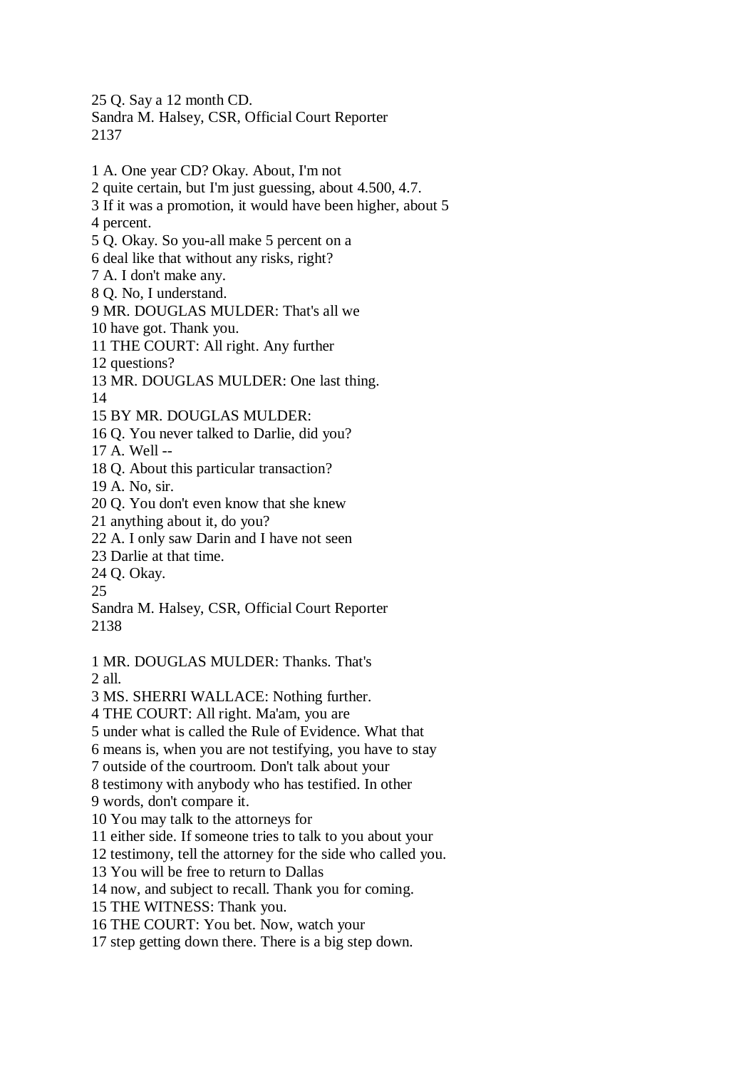25 Q. Say a 12 month CD.

Sandra M. Halsey, CSR, Official Court Reporter

1 A. One year CD? Okay. About, I'm not
2 quite certain, but I'm just guessing, about 4.500, 4.7.
3 If it was a promotion, it would have been higher, about 5
4 percent.
5 Q. Okay. So you-all make 5 percent on a
6 deal like that without any risks, right?
7 A. I don't make any.
8 Q. No, I understand.
9 MR. DOUGLAS MULDER: That's all we
10 have got. Thank you.
11 THE COURT: All right. Any further
12 questions?
13 MR. DOUGLAS MULDER: One last thing.
14
15 BY MR. DOUGLAS MULDER:
16 Q. You never talked to Darlie, did you?
17 A. Well --
18 Q. About this particular transaction?
19 A. No, sir.
20 Q. You don't even know that she knew
21 anything about it, do you?
22 A. I only saw Darin and I have not seen
23 Darlie at that time.
24 Q. Okay.
25

Sandra M. Halsey, CSR, Official Court Reporter

1 MR. DOUGLAS MULDER: Thanks. That's
2 all.
3 MS. SHERRI WALLACE: Nothing further.
4 THE COURT: All right. Ma'am, you are
5 under what is called the Rule of Evidence. What that
6 means is, when you are not testifying, you have to stay
7 outside of the courtroom. Don't talk about your
8 testimony with anybody who has testified. In other
9 words, don't compare it.
10 You may talk to the attorneys for
11 either side. If someone tries to talk to you about your
12 testimony, tell the attorney for the side who called you.
13 You will be free to return to Dallas
14 now, and subject to recall. Thank you for coming.
15 THE WITNESS: Thank you.
16 THE COURT: You bet. Now, watch your
17 step getting down there. There is a big step down.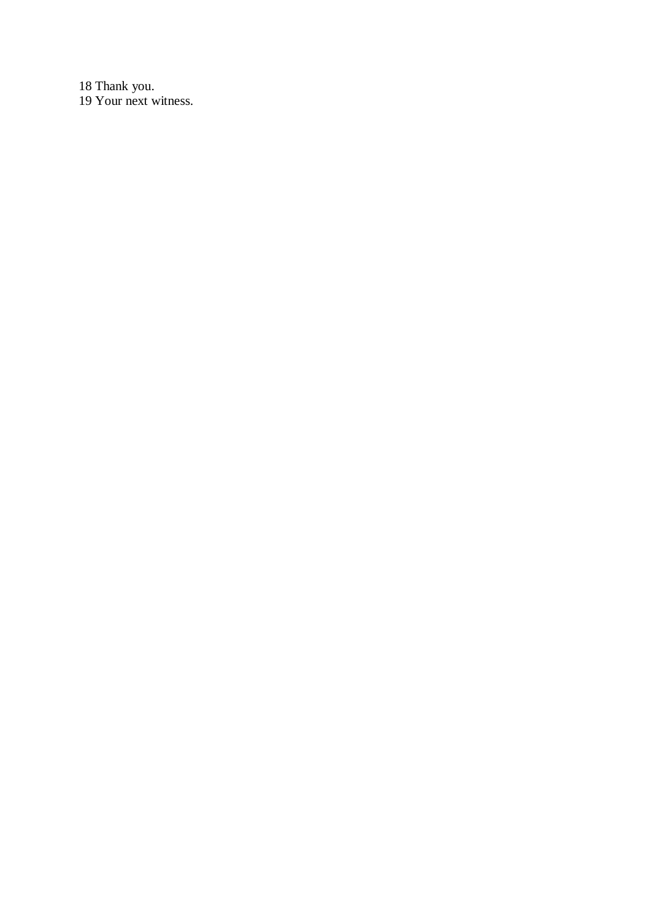18 Thank you.
19 Your next witness.